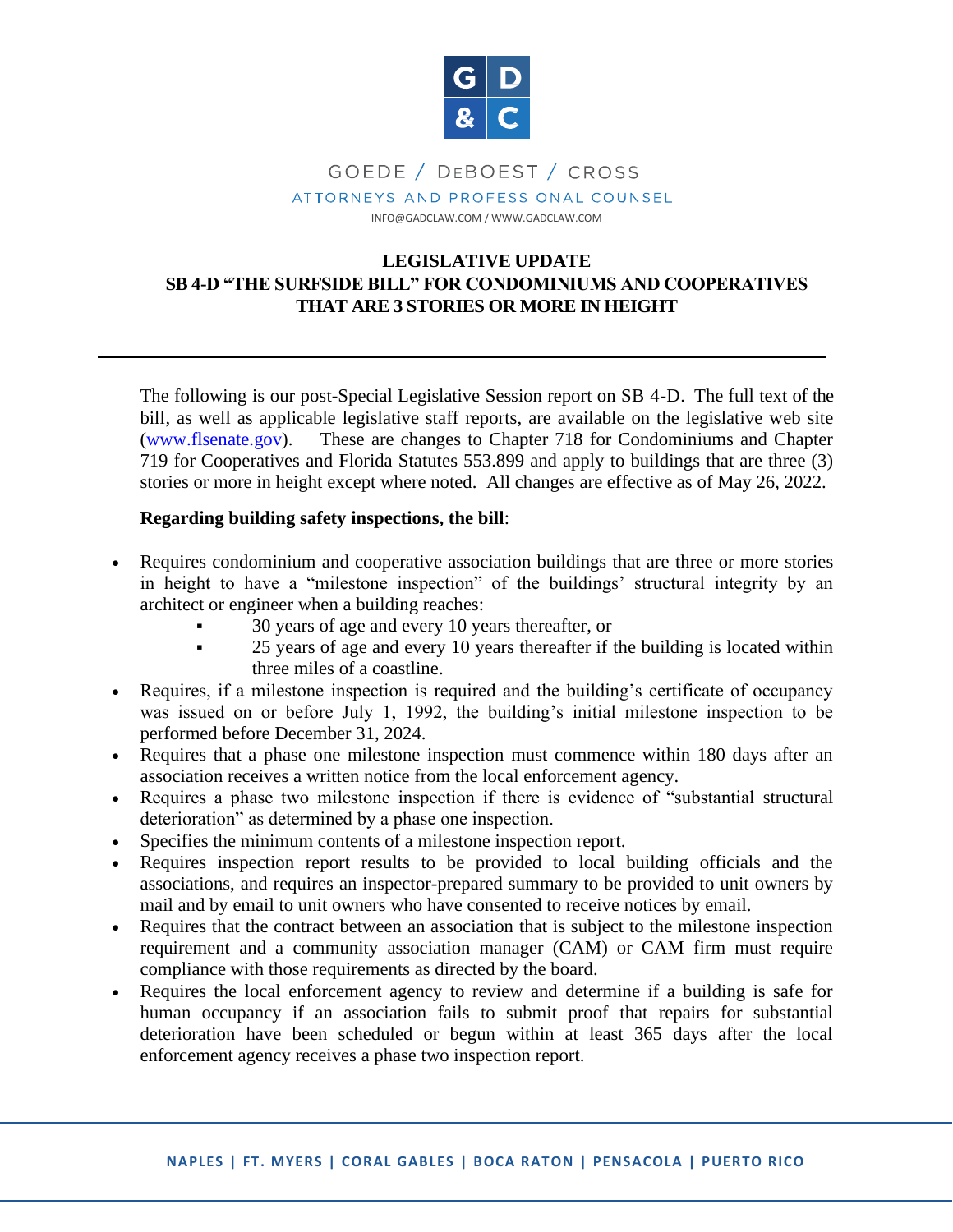GOEDE / DeBOEST / CROSS

ATTORNEYS AND PROFESSIONAL COUNSEL

INFO@GADCLAW.COM / WWW.GADCLAW.COM

# LEGISLATIVE UPDATE
# SB 4-D "THE SURFSIDE BILL" FOR CONDOMINIUMS AND COOPERATIVES THAT ARE 3 STORIES OR MORE IN HEIGHT

---

The following is our post-Special Legislative Session report on SB 4-D. The full text of the bill, as well as applicable legislative staff reports, are available on the legislative web site ([www.flsenate.gov](www.flsenate.gov)). These are changes to Chapter 718 for Condominiums and Chapter 719 for Cooperatives and Florida Statutes 553.899 and apply to buildings that are three (3) stories or more in height except where noted. All changes are effective as of May 26, 2022.

**Regarding building safety inspections, the bill**:

- Requires condominium and cooperative association buildings that are three or more stories in height to have a "milestone inspection" of the buildings' structural integrity by an architect or engineer when a building reaches:
  - 30 years of age and every 10 years thereafter, or
  - 25 years of age and every 10 years thereafter if the building is located within three miles of a coastline.
- Requires, if a milestone inspection is required and the building's certificate of occupancy was issued on or before July 1, 1992, the building's initial milestone inspection to be performed before December 31, 2024.
- Requires that a phase one milestone inspection must commence within 180 days after an association receives a written notice from the local enforcement agency.
- Requires a phase two milestone inspection if there is evidence of "substantial structural deterioration" as determined by a phase one inspection.
- Specifies the minimum contents of a milestone inspection report.
- Requires inspection report results to be provided to local building officials and the associations, and requires an inspector-prepared summary to be provided to unit owners by mail and by email to unit owners who have consented to receive notices by email.
- Requires that the contract between an association that is subject to the milestone inspection requirement and a community association manager (CAM) or CAM firm must require compliance with those requirements as directed by the board.
- Requires the local enforcement agency to review and determine if a building is safe for human occupancy if an association fails to submit proof that repairs for substantial deterioration have been scheduled or begun within at least 365 days after the local enforcement agency receives a phase two inspection report.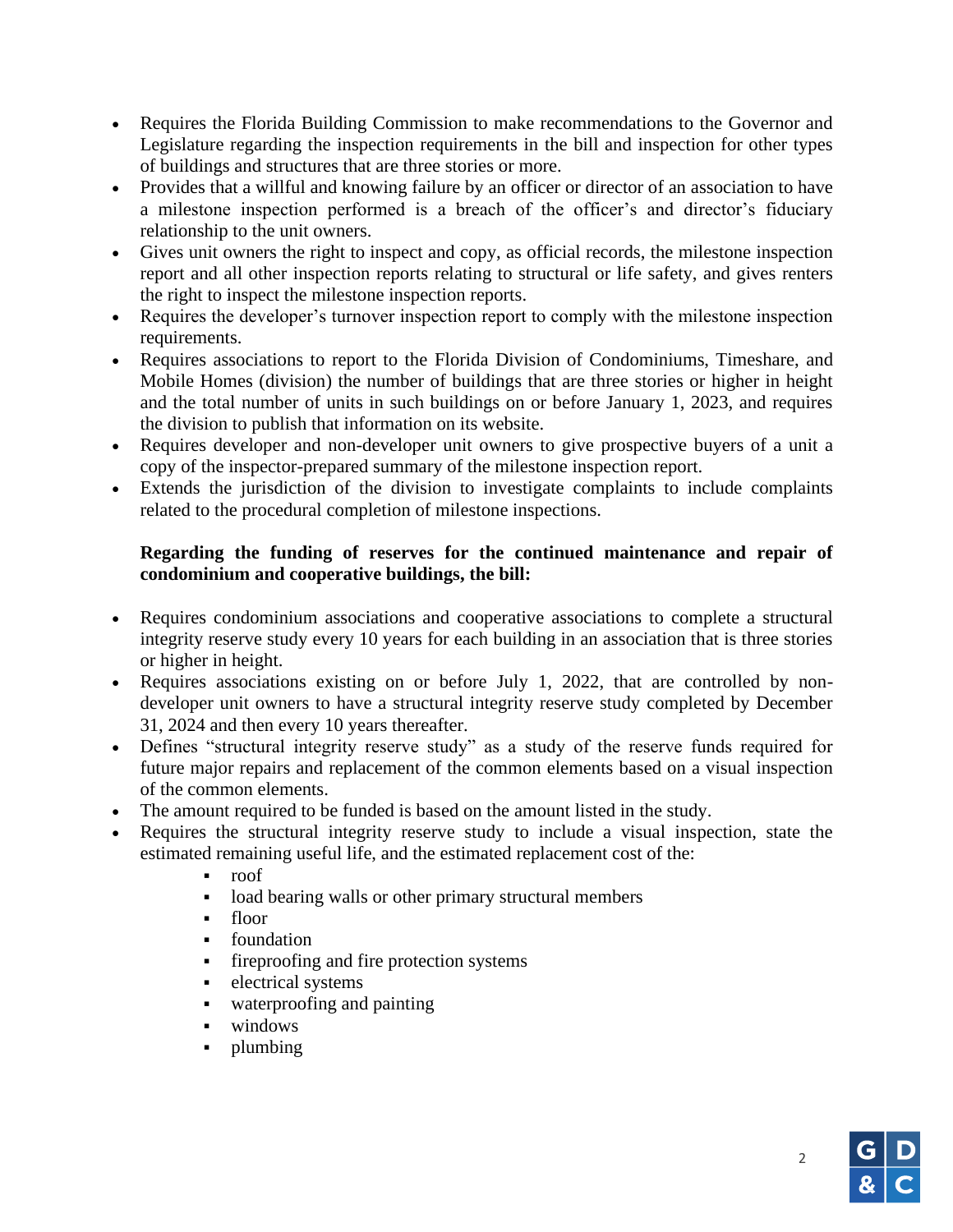- Requires the Florida Building Commission to make recommendations to the Governor and Legislature regarding the inspection requirements in the bill and inspection for other types of buildings and structures that are three stories or more.
- Provides that a willful and knowing failure by an officer or director of an association to have a milestone inspection performed is a breach of the officer's and director's fiduciary relationship to the unit owners.
- Gives unit owners the right to inspect and copy, as official records, the milestone inspection report and all other inspection reports relating to structural or life safety, and gives renters the right to inspect the milestone inspection reports.
- Requires the developer's turnover inspection report to comply with the milestone inspection requirements.
- Requires associations to report to the Florida Division of Condominiums, Timeshare, and Mobile Homes (division) the number of buildings that are three stories or higher in height and the total number of units in such buildings on or before January 1, 2023, and requires the division to publish that information on its website.
- Requires developer and non-developer unit owners to give prospective buyers of a unit a copy of the inspector-prepared summary of the milestone inspection report.
- Extends the jurisdiction of the division to investigate complaints to include complaints related to the procedural completion of milestone inspections.

**Regarding the funding of reserves for the continued maintenance and repair of condominium and cooperative buildings, the bill:**

- Requires condominium associations and cooperative associations to complete a structural integrity reserve study every 10 years for each building in an association that is three stories or higher in height.
- Requires associations existing on or before July 1, 2022, that are controlled by non-developer unit owners to have a structural integrity reserve study completed by December 31, 2024 and then every 10 years thereafter.
- Defines "structural integrity reserve study" as a study of the reserve funds required for future major repairs and replacement of the common elements based on a visual inspection of the common elements.
- The amount required to be funded is based on the amount listed in the study.
- Requires the structural integrity reserve study to include a visual inspection, state the estimated remaining useful life, and the estimated replacement cost of the:
  - roof
  - load bearing walls or other primary structural members
  - floor
  - foundation
  - fireproofing and fire protection systems
  - electrical systems
  - waterproofing and painting
  - windows
  - plumbing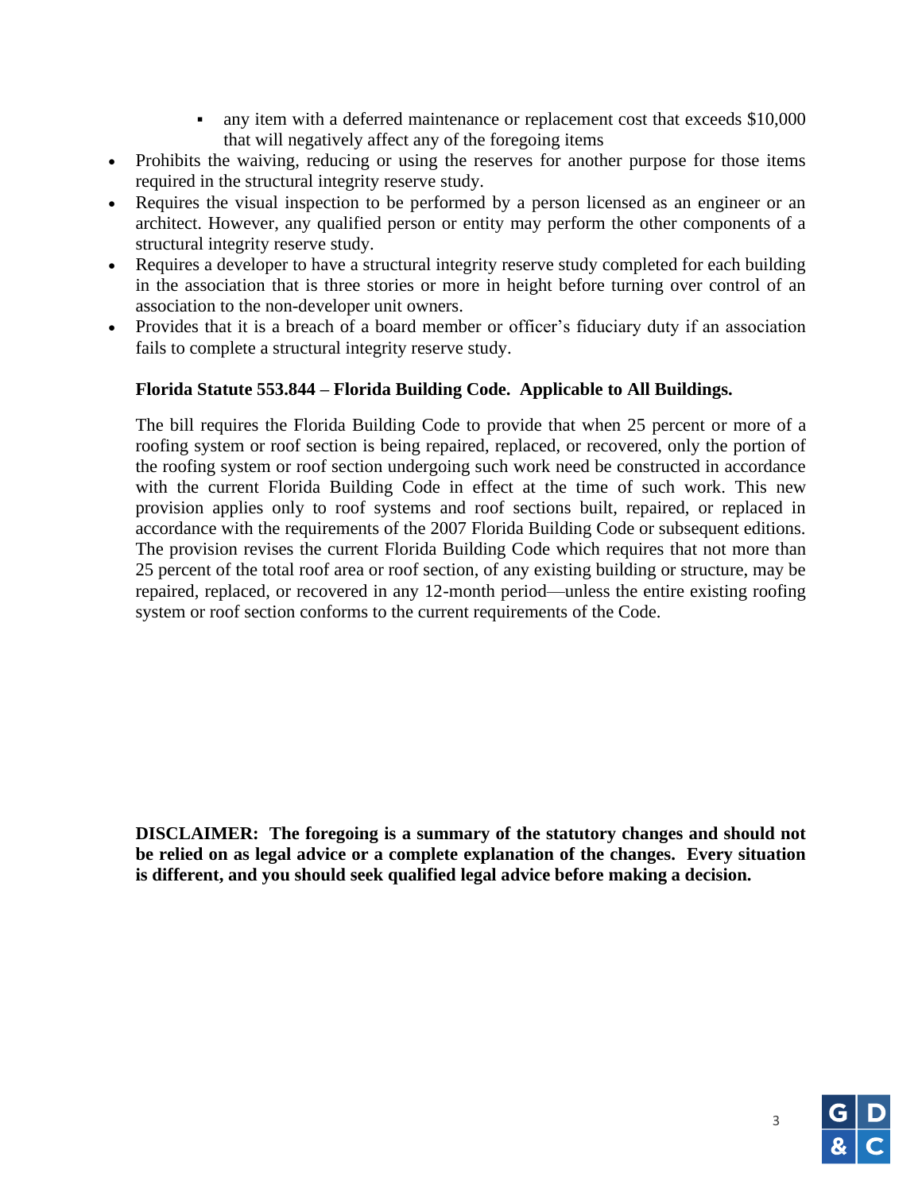- any item with a deferred maintenance or replacement cost that exceeds $10,000 that will negatively affect any of the foregoing items
- Prohibits the waiving, reducing or using the reserves for another purpose for those items required in the structural integrity reserve study.
- Requires the visual inspection to be performed by a person licensed as an engineer or an architect. However, any qualified person or entity may perform the other components of a structural integrity reserve study.
- Requires a developer to have a structural integrity reserve study completed for each building in the association that is three stories or more in height before turning over control of an association to the non-developer unit owners.
- Provides that it is a breach of a board member or officer's fiduciary duty if an association fails to complete a structural integrity reserve study.

**Florida Statute 553.844 – Florida Building Code. Applicable to All Buildings.**

The bill requires the Florida Building Code to provide that when 25 percent or more of a roofing system or roof section is being repaired, replaced, or recovered, only the portion of the roofing system or roof section undergoing such work need be constructed in accordance with the current Florida Building Code in effect at the time of such work. This new provision applies only to roof systems and roof sections built, repaired, or replaced in accordance with the requirements of the 2007 Florida Building Code or subsequent editions. The provision revises the current Florida Building Code which requires that not more than 25 percent of the total roof area or roof section, of any existing building or structure, may be repaired, replaced, or recovered in any 12-month period—unless the entire existing roofing system or roof section conforms to the current requirements of the Code.

**DISCLAIMER: The foregoing is a summary of the statutory changes and should not be relied on as legal advice or a complete explanation of the changes. Every situation is different, and you should seek qualified legal advice before making a decision.**